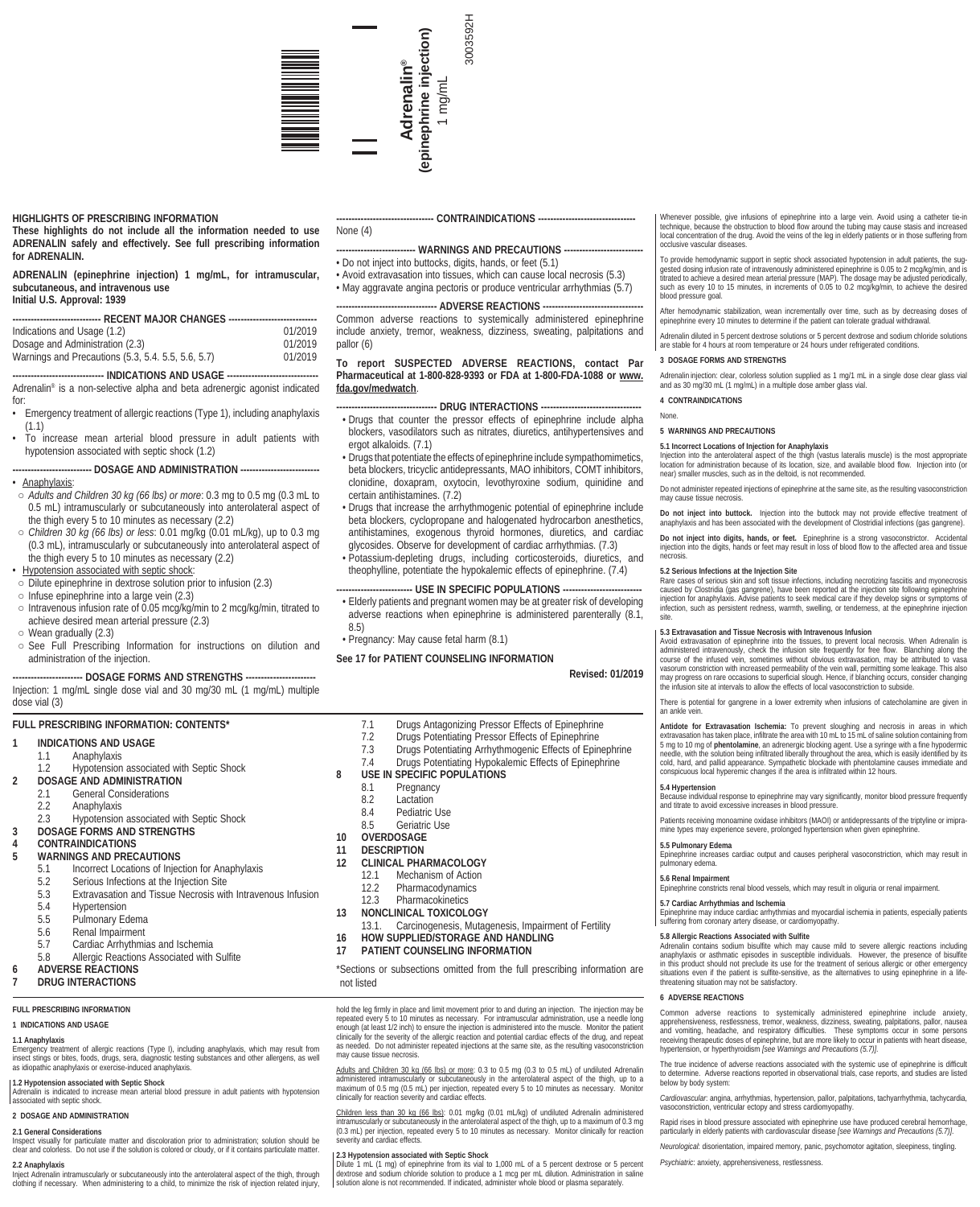**Adrenalin®**
**(epinephrine injection)**
1 mg/mL

3003592H

## HIGHLIGHTS OF PRESCRIBING INFORMATION

**These highlights do not include all the information needed to use ADRENALIN safely and effectively. See full prescribing information for ADRENALIN.**

**ADRENALIN (epinephrine injection) 1 mg/mL, for intramuscular, subcutaneous, and intravenous use**
**Initial U.S. Approval: 1939**

**RECENT MAJOR CHANGES**

| | |
|---|---|
| Indications and Usage (1.2) | 01/2019 |
| Dosage and Administration (2.3) | 01/2019 |
| Warnings and Precautions (5.3, 5.4. 5.5, 5.6, 5.7) | 01/2019 |

**INDICATIONS AND USAGE**

Adrenalin® is a non-selective alpha and beta adrenergic agonist indicated for:

- Emergency treatment of allergic reactions (Type 1), including anaphylaxis (1.1)
- To increase mean arterial blood pressure in adult patients with hypotension associated with septic shock (1.2)

**DOSAGE AND ADMINISTRATION**

- Anaphylaxis:
  - *Adults and Children 30 kg (66 lbs) or more:* 0.3 mg to 0.5 mg (0.3 mL to 0.5 mL) intramuscularly or subcutaneously into anterolateral aspect of the thigh every 5 to 10 minutes as necessary (2.2)
  - *Children 30 kg (66 lbs) or less*: 0.01 mg/kg (0.01 mL/kg), up to 0.3 mg (0.3 mL), intramuscularly or subcutaneously into anterolateral aspect of the thigh every 5 to 10 minutes as necessary (2.2)
- Hypotension associated with septic shock:
  - Dilute epinephrine in dextrose solution prior to infusion (2.3)
  - Infuse epinephrine into a large vein (2.3)
  - Intravenous infusion rate of 0.05 mcg/kg/min to 2 mcg/kg/min, titrated to achieve desired mean arterial pressure (2.3)
  - Wean gradually (2.3)
  - See Full Prescribing Information for instructions on dilution and administration of the injection.

**DOSAGE FORMS AND STRENGTHS**

Injection: 1 mg/mL single dose vial and 30 mg/30 mL (1 mg/mL) multiple dose vial (3)

**CONTRAINDICATIONS**

None (4)

**WARNINGS AND PRECAUTIONS**

- Do not inject into buttocks, digits, hands, or feet (5.1)
- Avoid extravasation into tissues, which can cause local necrosis (5.3)
- May aggravate angina pectoris or produce ventricular arrhythmias (5.7)

**ADVERSE REACTIONS**

Common adverse reactions to systemically administered epinephrine include anxiety, tremor, weakness, dizziness, sweating, palpitations and pallor (6)

**To report SUSPECTED ADVERSE REACTIONS, contact Par Pharmaceutical at 1-800-828-9393 or FDA at 1-800-FDA-1088 or www.fda.gov/medwatch**.

**DRUG INTERACTIONS**

- Drugs that counter the pressor effects of epinephrine include alpha blockers, vasodilators such as nitrates, diuretics, antihypertensives and ergot alkaloids. (7.1)
- Drugs that potentiate the effects of epinephrine include sympathomimetics, beta blockers, tricyclic antidepressants, MAO inhibitors, COMT inhibitors, clonidine, doxapram, oxytocin, levothyroxine sodium, quinidine and certain antihistamines. (7.2)
- Drugs that increase the arrhythmogenic potential of epinephrine include beta blockers, cyclopropane and halogenated hydrocarbon anesthetics, antihistamines, exogenous thyroid hormones, diuretics, and cardiac glycosides. Observe for development of cardiac arrhythmias. (7.3)
- Potassium-depleting drugs, including corticosteroids, diuretics, and theophylline, potentiate the hypokalemic effects of epinephrine. (7.4)

**USE IN SPECIFIC POPULATIONS**

- Elderly patients and pregnant women may be at greater risk of developing adverse reactions when epinephrine is administered parenterally (8.1, 8.5)
- Pregnancy: May cause fetal harm (8.1)

**See 17 for PATIENT COUNSELING INFORMATION**

**Revised: 01/2019**

## FULL PRESCRIBING INFORMATION: CONTENTS*

**1 INDICATIONS AND USAGE**
- 1.1 Anaphylaxis
- 1.2 Hypotension associated with Septic Shock

**2 DOSAGE AND ADMINISTRATION**
- 2.1 General Considerations
- 2.2 Anaphylaxis
- 2.3 Hypotension associated with Septic Shock

**3 DOSAGE FORMS AND STRENGTHS**

**4 CONTRAINDICATIONS**

**5 WARNINGS AND PRECAUTIONS**
- 5.1 Incorrect Locations of Injection for Anaphylaxis
- 5.2 Serious Infections at the Injection Site
- 5.3 Extravasation and Tissue Necrosis with Intravenous Infusion
- 5.4 Hypertension
- 5.5 Pulmonary Edema
- 5.6 Renal Impairment
- 5.7 Cardiac Arrhythmias and Ischemia
- 5.8 Allergic Reactions Associated with Sulfite

**6 ADVERSE REACTIONS**

**7 DRUG INTERACTIONS**
- 7.1 Drugs Antagonizing Pressor Effects of Epinephrine
- 7.2 Drugs Potentiating Pressor Effects of Epinephrine
- 7.3 Drugs Potentiating Arrhythmogenic Effects of Epinephrine
- 7.4 Drugs Potentiating Hypokalemic Effects of Epinephrine

**8 USE IN SPECIFIC POPULATIONS**
- 8.1 Pregnancy
- 8.2 Lactation
- 8.4 Pediatric Use
- 8.5 Geriatric Use

**10 OVERDOSAGE**

**11 DESCRIPTION**

**12 CLINICAL PHARMACOLOGY**
- 12.1 Mechanism of Action
- 12.2 Pharmacodynamics
- 12.3 Pharmacokinetics

**13 NONCLINICAL TOXICOLOGY**
- 13.1. Carcinogenesis, Mutagenesis, Impairment of Fertility

**16 HOW SUPPLIED/STORAGE AND HANDLING**

**17 PATIENT COUNSELING INFORMATION**

*Sections or subsections omitted from the full prescribing information are not listed

## FULL PRESCRIBING INFORMATION

### 1 INDICATIONS AND USAGE

#### 1.1 Anaphylaxis

Emergency treatment of allergic reactions (Type I), including anaphylaxis, which may result from insect stings or bites, foods, drugs, sera, diagnostic testing substances and other allergens, as well as idiopathic anaphylaxis or exercise-induced anaphylaxis.

#### 1.2 Hypotension associated with Septic Shock

Adrenalin is indicated to increase mean arterial blood pressure in adult patients with hypotension associated with septic shock.

### 2 DOSAGE AND ADMINISTRATION

#### 2.1 General Considerations

Inspect visually for particulate matter and discoloration prior to administration; solution should be clear and colorless. Do not use if the solution is colored or cloudy, or if it contains particulate matter.

#### 2.2 Anaphylaxis

Inject Adrenalin intramuscularly or subcutaneously into the anterolateral aspect of the thigh, through clothing if necessary. When administering to a child, to minimize the risk of injection related injury, hold the leg firmly in place and limit movement prior to and during an injection. The injection may be repeated every 5 to 10 minutes as necessary. For intramuscular administration, use a needle long enough (at least 1/2 inch) to ensure the injection is administered into the muscle. Monitor the patient clinically for the severity of the allergic reaction and potential cardiac effects of the drug, and repeat as needed. Do not administer repeated injections at the same site, as the resulting vasoconstriction may cause tissue necrosis.

Adults and Children 30 kg (66 lbs) or more: 0.3 to 0.5 mg (0.3 to 0.5 mL) of undiluted Adrenalin administered intramuscularly or subcutaneously in the anterolateral aspect of the thigh, up to a maximum of 0.5 mg (0.5 mL) per injection, repeated every 5 to 10 minutes as necessary. Monitor clinically for reaction severity and cardiac effects.

Children less than 30 kg (66 lbs): 0.01 mg/kg (0.01 mL/kg) of undiluted Adrenalin administered intramuscularly or subcutaneously in the anterolateral aspect of the thigh, up to a maximum of 0.3 mg (0.3 mL) per injection, repeated every 5 to 10 minutes as necessary. Monitor clinically for reaction severity and cardiac effects.

#### 2.3 Hypotension associated with Septic Shock

Dilute 1 mL (1 mg) of epinephrine from its vial to 1,000 mL of a 5 percent dextrose or 5 percent dextrose and sodium chloride solution to produce a 1 mcg per mL dilution. Administration in saline solution alone is not recommended. If indicated, administer whole blood or plasma separately.

Whenever possible, give infusions of epinephrine into a large vein. Avoid using a catheter tie-in technique, because the obstruction to blood flow around the tubing may cause stasis and increased local concentration of the drug. Avoid the veins of the leg in elderly patients or in those suffering from occlusive vascular diseases.

To provide hemodynamic support in septic shock associated hypotension in adult patients, the suggested dosing infusion rate of intravenously administered epinephrine is 0.05 to 2 mcg/kg/min, and is titrated to achieve a desired mean arterial pressure (MAP). The dosage may be adjusted periodically, such as every 10 to 15 minutes, in increments of 0.05 to 0.2 mcg/kg/min, to achieve the desired blood pressure goal.

After hemodynamic stabilization, wean incrementally over time, such as by decreasing doses of epinephrine every 10 minutes to determine if the patient can tolerate gradual withdrawal.

Adrenalin diluted in 5 percent dextrose solutions or 5 percent dextrose and sodium chloride solutions are stable for 4 hours at room temperature or 24 hours under refrigerated conditions.

### 3 DOSAGE FORMS AND STRENGTHS

Adrenalin injection: clear, colorless solution supplied as 1 mg/1 mL in a single dose clear glass vial and as 30 mg/30 mL (1 mg/mL) in a multiple dose amber glass vial.

### 4 CONTRAINDICATIONS

None.

### 5 WARNINGS AND PRECAUTIONS

#### 5.1 Incorrect Locations of Injection for Anaphylaxis

Injection into the anterolateral aspect of the thigh (vastus lateralis muscle) is the most appropriate location for administration because of its location, size, and available blood flow. Injection into (or near) smaller muscles, such as in the deltoid, is not recommended.

Do not administer repeated injections of epinephrine at the same site, as the resulting vasoconstriction may cause tissue necrosis.

**Do not inject into buttock.** Injection into the buttock may not provide effective treatment of anaphylaxis and has been associated with the development of Clostridial infections (gas gangrene).

**Do not inject into digits, hands, or feet.** Epinephrine is a strong vasoconstrictor. Accidental injection into the digits, hands or feet may result in loss of blood flow to the affected area and tissue necrosis.

#### 5.2 Serious Infections at the Injection Site

Rare cases of serious skin and soft tissue infections, including necrotizing fasciitis and myonecrosis caused by Clostridia (gas gangrene), have been reported at the injection site following epinephrine injection for anaphylaxis. Advise patients to seek medical care if they develop signs or symptoms of infection, such as persistent redness, warmth, swelling, or tenderness, at the epinephrine injection site.

#### 5.3 Extravasation and Tissue Necrosis with Intravenous Infusion

Avoid extravasation of epinephrine into the tissues, to prevent local necrosis. When Adrenalin is administered intravenously, check the infusion site frequently for free flow. Blanching along the course of the infused vein, sometimes without obvious extravasation, may be attributed to vasa vasorum constriction with increased permeability of the vein wall, permitting some leakage. This also may progress on rare occasions to superficial slough. Hence, if blanching occurs, consider changing the infusion site at intervals to allow the effects of local vasoconstriction to subside.

There is potential for gangrene in a lower extremity when infusions of catecholamine are given in an ankle vein.

**Antidote for Extravasation Ischemia:** To prevent sloughing and necrosis in areas in which extravasation has taken place, infiltrate the area with 10 mL to 15 mL of saline solution containing from 5 mg to 10 mg of **phentolamine**, an adrenergic blocking agent. Use a syringe with a fine hypodermic needle, with the solution being infiltrated liberally throughout the area, which is easily identified by its cold, hard, and pallid appearance. Sympathetic blockade with phentolamine causes immediate and conspicuous local hyperemic changes if the area is infiltrated within 12 hours.

#### 5.4 Hypertension

Because individual response to epinephrine may vary significantly, monitor blood pressure frequently and titrate to avoid excessive increases in blood pressure.

Patients receiving monoamine oxidase inhibitors (MAOI) or antidepressants of the triptyline or imipramine types may experience severe, prolonged hypertension when given epinephrine.

#### 5.5 Pulmonary Edema

Epinephrine increases cardiac output and causes peripheral vasoconstriction, which may result in pulmonary edema.

#### 5.6 Renal Impairment

Epinephrine constricts renal blood vessels, which may result in oliguria or renal impairment.

#### 5.7 Cardiac Arrhythmias and Ischemia

Epinephrine may induce cardiac arrhythmias and myocardial ischemia in patients, especially patients suffering from coronary artery disease, or cardiomyopathy.

#### 5.8 Allergic Reactions Associated with Sulfite

Adrenalin contains sodium bisulfite which may cause mild to severe allergic reactions including anaphylaxis or asthmatic episodes in susceptible individuals. However, the presence of bisulfite in this product should not preclude its use for the treatment of serious allergic or other emergency situations even if the patient is sulfite-sensitive, as the alternatives to using epinephrine in a life-threatening situation may not be satisfactory.

### 6 ADVERSE REACTIONS

Common adverse reactions to systemically administered epinephrine include anxiety, apprehensiveness, restlessness, tremor, weakness, dizziness, sweating, palpitations, pallor, nausea and vomiting, headache, and respiratory difficulties. These symptoms occur in some persons receiving therapeutic doses of epinephrine, but are more likely to occur in patients with heart disease, hypertension, or hyperthyroidism *[see Warnings and Precautions (5.7)]*.

The true incidence of adverse reactions associated with the systemic use of epinephrine is difficult to determine. Adverse reactions reported in observational trials, case reports, and studies are listed below by body system:

*Cardiovascular*: angina, arrhythmias, hypertension, pallor, palpitations, tachyarrhythmia, tachycardia, vasoconstriction, ventricular ectopy and stress cardiomyopathy.

Rapid rises in blood pressure associated with epinephrine use have produced cerebral hemorrhage, particularly in elderly patients with cardiovascular disease *[see Warnings and Precautions (5.7)]*.

*Neurological*: disorientation, impaired memory, panic, psychomotor agitation, sleepiness, tingling.

*Psychiatric*: anxiety, apprehensiveness, restlessness.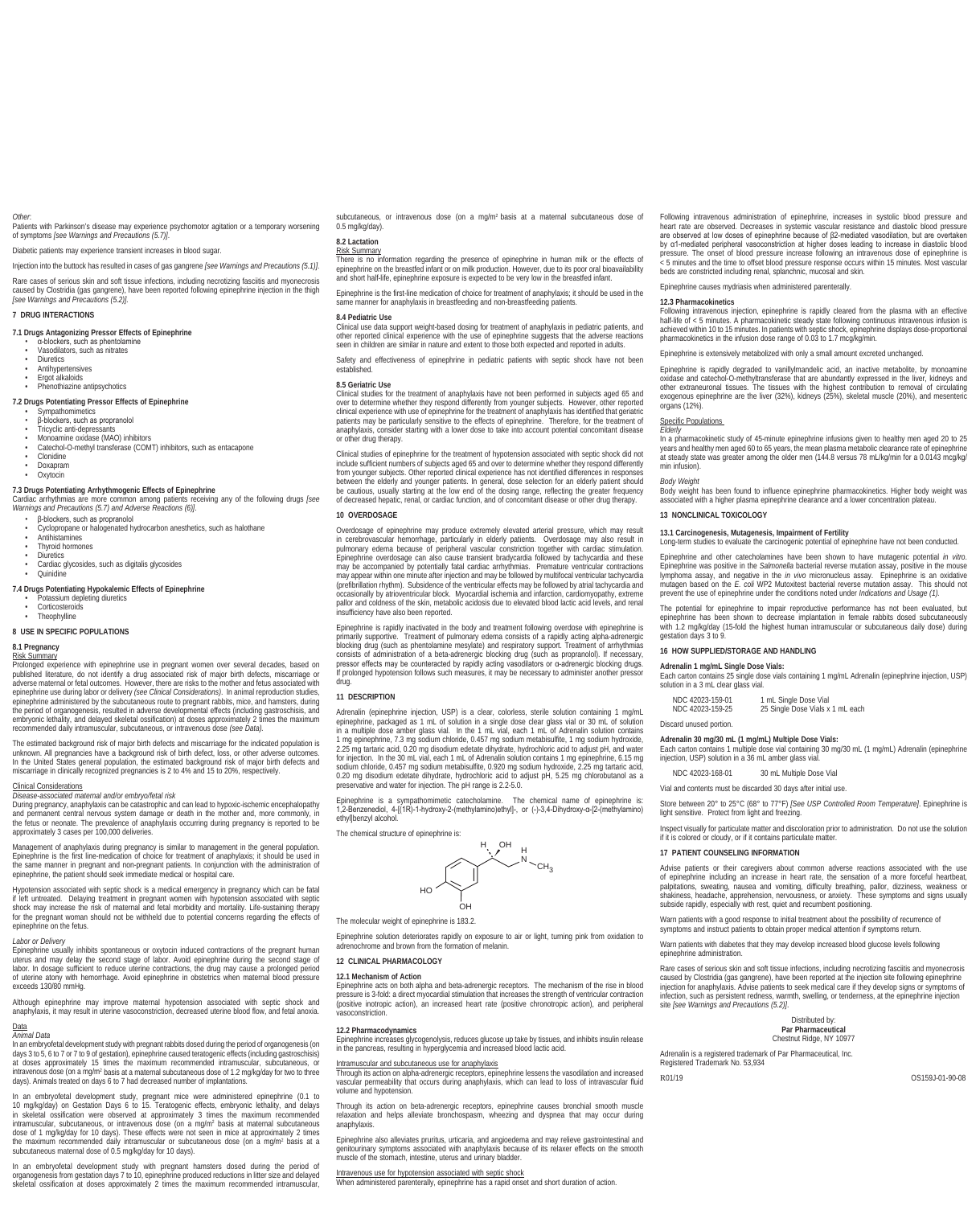*Other:*
Patients with Parkinson's disease may experience psychomotor agitation or a temporary worsening of symptoms *[see Warnings and Precautions (5.7)]*.

Diabetic patients may experience transient increases in blood sugar.

Injection into the buttock has resulted in cases of gas gangrene *[see Warnings and Precautions (5.1)]*.

Rare cases of serious skin and soft tissue infections, including necrotizing fasciitis and myonecrosis caused by Clostridia (gas gangrene), have been reported following epinephrine injection in the thigh *[see Warnings and Precautions (5.2)]*.

## 7 DRUG INTERACTIONS

### 7.1 Drugs Antagonizing Pressor Effects of Epinephrine

- α-blockers, such as phentolamine
- Vasodilators, such as nitrates
- Diuretics
- Antihypertensives
- Ergot alkaloids
- Phenothiazine antipsychotics

### 7.2 Drugs Potentiating Pressor Effects of Epinephrine

- Sympathomimetics
- β-blockers, such as propranolol
- Tricyclic anti-depressants
- Monoamine oxidase (MAO) inhibitors
- Catechol-O-methyl transferase (COMT) inhibitors, such as entacapone
- Clonidine
- Doxapram
- Oxytocin

### 7.3 Drugs Potentiating Arrhythmogenic Effects of Epinephrine

Cardiac arrhythmias are more common among patients receiving any of the following drugs *[see Warnings and Precautions (5.7) and Adverse Reactions (6)]*.

- β-blockers, such as propranolol
- Cyclopropane or halogenated hydrocarbon anesthetics, such as halothane
- Antihistamines
- Thyroid hormones
- Diuretics
- Cardiac glycosides, such as digitalis glycosides
- Quinidine

### 7.4 Drugs Potentiating Hypokalemic Effects of Epinephrine

- Potassium depleting diuretics
- Corticosteroids
- Theophylline

## 8 USE IN SPECIFIC POPULATIONS

### 8.1 Pregnancy

Risk Summary

Prolonged experience with epinephrine use in pregnant women over several decades, based on published literature, do not identify a drug associated risk of major birth defects, miscarriage or adverse maternal or fetal outcomes. However, there are risks to the mother and fetus associated with epinephrine use during labor or delivery *(see Clinical Considerations)*. In animal reproduction studies, epinephrine administered by the subcutaneous route to pregnant rabbits, mice, and hamsters, during the period of organogenesis, resulted in adverse developmental effects (including gastroschisis, and embryonic lethality, and delayed skeletal ossification) at doses approximately 2 times the maximum recommended daily intramuscular, subcutaneous, or intravenous dose *(see Data)*.

The estimated background risk of major birth defects and miscarriage for the indicated population is unknown. All pregnancies have a background risk of birth defect, loss, or other adverse outcomes. In the United States general population, the estimated background risk of major birth defects and miscarriage in clinically recognized pregnancies is 2 to 4% and 15 to 20%, respectively.

Clinical Considerations

*Disease-associated maternal and/or embryo/fetal risk*

During pregnancy, anaphylaxis can be catastrophic and can lead to hypoxic-ischemic encephalopathy and permanent central nervous system damage or death in the mother and, more commonly, in the fetus or neonate. The prevalence of anaphylaxis occurring during pregnancy is reported to be approximately 3 cases per 100,000 deliveries.

Management of anaphylaxis during pregnancy is similar to management in the general population. Epinephrine is the first line-medication of choice for treatment of anaphylaxis; it should be used in the same manner in pregnant and non-pregnant patients. In conjunction with the administration of epinephrine, the patient should seek immediate medical or hospital care.

Hypotension associated with septic shock is a medical emergency in pregnancy which can be fatal if left untreated. Delaying treatment in pregnant women with hypotension associated with septic shock may increase the risk of maternal and fetal morbidity and mortality. Life-sustaining therapy for the pregnant woman should not be withheld due to potential concerns regarding the effects of epinephrine on the fetus.

*Labor or Delivery*

Epinephrine usually inhibits spontaneous or oxytocin induced contractions of the pregnant human uterus and may delay the second stage of labor. Avoid epinephrine during the second stage of labor. In dosage sufficient to reduce uterine contractions, the drug may cause a prolonged period of uterine atony with hemorrhage. Avoid epinephrine in obstetrics when maternal blood pressure exceeds 130/80 mmHg.

Although epinephrine may improve maternal hypotension associated with septic shock and anaphylaxis, it may result in uterine vasoconstriction, decreased uterine blood flow, and fetal anoxia.

Data

*Animal Data*

In an embryofetal development study with pregnant rabbits dosed during the period of organogenesis (on days 3 to 5, 6 to 7 or 7 to 9 of gestation), epinephrine caused teratogenic effects (including gastroschisis) at doses approximately 15 times the maximum recommended intramuscular, subcutaneous, or intravenous dose (on a mg/m² basis at a maternal subcutaneous dose of 1.2 mg/kg/day for two to three days). Animals treated on days 6 to 7 had decreased number of implantations.

In an embryofetal development study, pregnant mice were administered epinephrine (0.1 to 10 mg/kg/day) on Gestation Days 6 to 15. Teratogenic effects, embryonic lethality, and delays in skeletal ossification were observed at approximately 3 times the maximum recommended intramuscular, subcutaneous, or intravenous dose (on a mg/m² basis at maternal subcutaneous dose of 1 mg/kg/day for 10 days). These effects were not seen in mice at approximately 2 times the maximum recommended daily intramuscular or subcutaneous dose (on a mg/m² basis at a subcutaneous maternal dose of 0.5 mg/kg/day for 10 days).

In an embryofetal development study with pregnant hamsters dosed during the period of organogenesis from gestation days 7 to 10, epinephrine produced reductions in litter size and delayed skeletal ossification at doses approximately 2 times the maximum recommended intramuscular, subcutaneous, or intravenous dose (on a mg/m² basis at a maternal subcutaneous dose of 0.5 mg/kg/day).

### 8.2 Lactation

Risk Summary

There is no information regarding the presence of epinephrine in human milk or the effects of epinephrine on the breastfed infant or on milk production. However, due to its poor oral bioavailability and short half-life, epinephrine exposure is expected to be very low in the breastfed infant.

Epinephrine is the first-line medication of choice for treatment of anaphylaxis; it should be used in the same manner for anaphylaxis in breastfeeding and non-breastfeeding patients.

### 8.4 Pediatric Use

Clinical use data support weight-based dosing for treatment of anaphylaxis in pediatric patients, and other reported clinical experience with the use of epinephrine suggests that the adverse reactions seen in children are similar in nature and extent to those both expected and reported in adults.

Safety and effectiveness of epinephrine in pediatric patients with septic shock have not been established.

### 8.5 Geriatric Use

Clinical studies for the treatment of anaphylaxis have not been performed in subjects aged 65 and over to determine whether they respond differently from younger subjects. However, other reported clinical experience with use of epinephrine for the treatment of anaphylaxis has identified that geriatric patients may be particularly sensitive to the effects of epinephrine. Therefore, for the treatment of anaphylaxis, consider starting with a lower dose to take into account potential concomitant disease or other drug therapy.

Clinical studies of epinephrine for the treatment of hypotension associated with septic shock did not include sufficient numbers of subjects aged 65 and over to determine whether they respond differently from younger subjects. Other reported clinical experience has not identified differences in responses between the elderly and younger patients. In general, dose selection for an elderly patient should be cautious, usually starting at the low end of the dosing range, reflecting the greater frequency of decreased hepatic, renal, or cardiac function, and of concomitant disease or other drug therapy.

## 10 OVERDOSAGE

Overdosage of epinephrine may produce extremely elevated arterial pressure, which may result in cerebrovascular hemorrhage, particularly in elderly patients. Overdosage may also result in pulmonary edema because of peripheral vascular constriction together with cardiac stimulation. Epinephrine overdosage can also cause transient bradycardia followed by tachycardia and these may be accompanied by potentially fatal cardiac arrhythmias. Premature ventricular contractions may appear within one minute after injection and may be followed by multifocal ventricular tachycardia (prefibrillation rhythm). Subsidence of the ventricular effects may be followed by atrial tachycardia and occasionally by atrioventricular block. Myocardial ischemia and infarction, cardiomyopathy, extreme pallor and coldness of the skin, metabolic acidosis due to elevated blood lactic acid levels, and renal insufficiency have also been reported.

Epinephrine is rapidly inactivated in the body and treatment following overdose with epinephrine is primarily supportive. Treatment of pulmonary edema consists of a rapidly acting alpha-adrenergic blocking drug (such as phentolamine mesylate) and respiratory support. Treatment of arrhythmias consists of administration of a beta-adrenergic blocking drug (such as propranolol). If necessary, pressor effects may be counteracted by rapidly acting vasodilators or α-adrenergic blocking drugs. If prolonged hypotension follows such measures, it may be necessary to administer another pressor drug.

## 11 DESCRIPTION

Adrenalin (epinephrine injection, USP) is a clear, colorless, sterile solution containing 1 mg/mL epinephrine, packaged as 1 mL of solution in a single dose clear glass vial or 30 mL of solution in a multiple dose amber glass vial. In the 1 mL vial, each 1 mL of Adrenalin solution contains 1 mg epinephrine, 7.3 mg sodium chloride, 0.457 mg sodium metabisulfite, 1 mg sodium hydroxide, 2.25 mg tartaric acid, 0.20 mg disodium edetate dihydrate, hydrochloric acid to adjust pH, and water for injection. In the 30 mL vial, each 1 mL of Adrenalin solution contains 1 mg epinephrine, 6.15 mg sodium chloride, 0.457 mg sodium metabisulfite, 0.920 mg sodium hydroxide, 2.25 mg tartaric acid, 0.20 mg disodium edetate dihydrate, hydrochloric acid to adjust pH, 5.25 mg chlorobutanol as a preservative and water for injection. The pH range is 2.2-5.0.

Epinephrine is a sympathomimetic catecholamine. The chemical name of epinephrine is: 1,2-Benzenediol, 4-[(1R)-1-hydroxy-2-(methylamino)ethyl]-, or (-)-3,4-Dihydroxy-α-[2-(methylamino) ethyl]benzyl alcohol.

The chemical structure of epinephrine is:

H OH H N CH3 HO OH

The molecular weight of epinephrine is 183.2.

Epinephrine solution deteriorates rapidly on exposure to air or light, turning pink from oxidation to adrenochrome and brown from the formation of melanin.

## 12 CLINICAL PHARMACOLOGY

### 12.1 Mechanism of Action

Epinephrine acts on both alpha and beta-adrenergic receptors. The mechanism of the rise in blood pressure is 3-fold: a direct myocardial stimulation that increases the strength of ventricular contraction (positive inotropic action), an increased heart rate (positive chronotropic action), and peripheral vasoconstriction.

### 12.2 Pharmacodynamics

Epinephrine increases glycogenolysis, reduces glucose up take by tissues, and inhibits insulin release in the pancreas, resulting in hyperglycemia and increased blood lactic acid.

Intramuscular and subcutaneous use for anaphylaxis

Through its action on alpha-adrenergic receptors, epinephrine lessens the vasodilation and increased vascular permeability that occurs during anaphylaxis, which can lead to loss of intravascular fluid volume and hypotension.

Through its action on beta-adrenergic receptors, epinephrine causes bronchial smooth muscle relaxation and helps alleviate bronchospasm, wheezing and dyspnea that may occur during anaphylaxis.

Epinephrine also alleviates pruritus, urticaria, and angioedema and may relieve gastrointestinal and genitourinary symptoms associated with anaphylaxis because of its relaxer effects on the smooth muscle of the stomach, intestine, uterus and urinary bladder.

Intravenous use for hypotension associated with septic shock

When administered parenterally, epinephrine has a rapid onset and short duration of action.

Following intravenous administration of epinephrine, increases in systolic blood pressure and heart rate are observed. Decreases in systemic vascular resistance and diastolic blood pressure are observed at low doses of epinephrine because of β2-mediated vasodilation, but are overtaken by α1-mediated peripheral vasoconstriction at higher doses leading to increase in diastolic blood pressure. The onset of blood pressure increase following an intravenous dose of epinephrine is < 5 minutes and the time to offset blood pressure response occurs within 15 minutes. Most vascular beds are constricted including renal, splanchnic, mucosal and skin.

Epinephrine causes mydriasis when administered parenterally.

### 12.3 Pharmacokinetics

Following intravenous injection, epinephrine is rapidly cleared from the plasma with an effective half-life of < 5 minutes. A pharmacokinetic steady state following continuous intravenous infusion is achieved within 10 to 15 minutes. In patients with septic shock, epinephrine displays dose-proportional pharmacokinetics in the infusion dose range of 0.03 to 1.7 mcg/kg/min.

Epinephrine is extensively metabolized with only a small amount excreted unchanged.

Epinephrine is rapidly degraded to vanillylmandelic acid, an inactive metabolite, by monoamine oxidase and catechol-O-methyltransferase that are abundantly expressed in the liver, kidneys and other extraneuronal tissues. The tissues with the highest contribution to removal of circulating exogenous epinephrine are the liver (32%), kidneys (25%), skeletal muscle (20%), and mesenteric organs (12%).

Specific Populations

*Elderly*

In a pharmacokinetic study of 45-minute epinephrine infusions given to healthy men aged 20 to 25 years and healthy men aged 60 to 65 years, the mean plasma metabolic clearance rate of epinephrine at steady state was greater among the older men (144.8 versus 78 mL/kg/min for a 0.0143 mcg/kg/min infusion).

*Body Weight*

Body weight has been found to influence epinephrine pharmacokinetics. Higher body weight was associated with a higher plasma epinephrine clearance and a lower concentration plateau.

## 13 NONCLINICAL TOXICOLOGY

### 13.1 Carcinogenesis, Mutagenesis, Impairment of Fertility

Long-term studies to evaluate the carcinogenic potential of epinephrine have not been conducted.

Epinephrine and other catecholamines have been shown to have mutagenic potential *in vitro*. Epinephrine was positive in the *Salmonella* bacterial reverse mutation assay, positive in the mouse lymphoma assay, and negative in the *in vivo* micronucleus assay. Epinephrine is an oxidative mutagen based on the *E. coli* WP2 Mutoxitest bacterial reverse mutation assay. This should not prevent the use of epinephrine under the conditions noted under *Indications and Usage (1)*.

The potential for epinephrine to impair reproductive performance has not been evaluated, but epinephrine has been shown to decrease implantation in female rabbits dosed subcutaneously with 1.2 mg/kg/day (15-fold the highest human intramuscular or subcutaneous daily dose) during gestation days 3 to 9.

## 16 HOW SUPPLIED/STORAGE AND HANDLING

**Adrenalin 1 mg/mL Single Dose Vials:**
Each carton contains 25 single dose vials containing 1 mg/mL Adrenalin (epinephrine injection, USP) solution in a 3 mL clear glass vial.

| | |
|---|---|
| NDC 42023-159-01 | 1 mL Single Dose Vial |
| NDC 42023-159-25 | 25 Single Dose Vials x 1 mL each |

Discard unused portion.

**Adrenalin 30 mg/30 mL (1 mg/mL) Multiple Dose Vials:**
Each carton contains 1 multiple dose vial containing 30 mg/30 mL (1 mg/mL) Adrenalin (epinephrine injection, USP) solution in a 36 mL amber glass vial.

| | |
|---|---|
| NDC 42023-168-01 | 30 mL Multiple Dose Vial |

Vial and contents must be discarded 30 days after initial use.

Store between 20° to 25°C (68° to 77°F) *[See USP Controlled Room Temperature]*. Epinephrine is light sensitive. Protect from light and freezing.

Inspect visually for particulate matter and discoloration prior to administration. Do not use the solution if it is colored or cloudy, or if it contains particulate matter.

## 17 PATIENT COUNSELING INFORMATION

Advise patients or their caregivers about common adverse reactions associated with the use of epinephrine including an increase in heart rate, the sensation of a more forceful heartbeat, palpitations, sweating, nausea and vomiting, difficulty breathing, pallor, dizziness, weakness or shakiness, headache, apprehension, nervousness, or anxiety. These symptoms and signs usually subside rapidly, especially with rest, quiet and recumbent positioning.

Warn patients with a good response to initial treatment about the possibility of recurrence of symptoms and instruct patients to obtain proper medical attention if symptoms return.

Warn patients with diabetes that they may develop increased blood glucose levels following epinephrine administration.

Rare cases of serious skin and soft tissue infections, including necrotizing fasciitis and myonecrosis caused by Clostridia (gas gangrene), have been reported at the injection site following epinephrine injection for anaphylaxis. Advise patients to seek medical care if they develop signs or symptoms of infection, such as persistent redness, warmth, swelling, or tenderness, at the epinephrine injection site *[see Warnings and Precautions (5.2)]*.

Distributed by:
**Par Pharmaceutical**
Chestnut Ridge, NY 10977

Adrenalin is a registered trademark of Par Pharmaceutical, Inc.
Registered Trademark No. 53,934

R01/19 OS159J-01-90-08